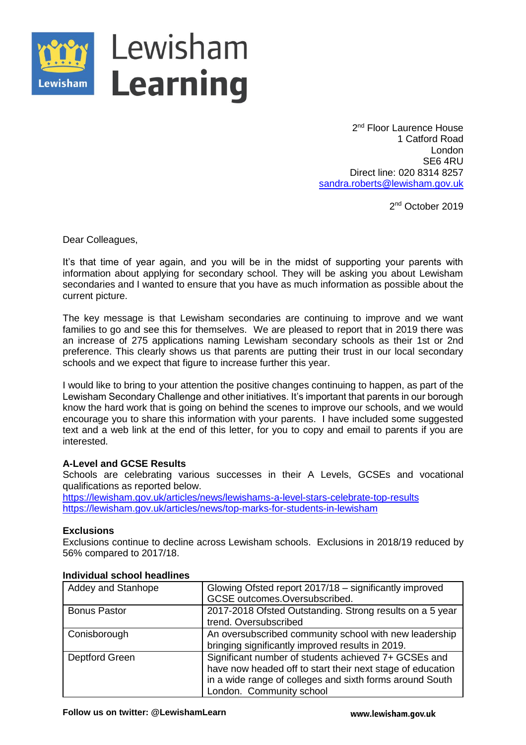Lewisham

**Learning**

2nd Floor Laurence House
1 Catford Road
London
SE6 4RU
Direct line: 020 8314 8257
sandra.roberts@lewisham.gov.uk

2nd October 2019

Dear Colleagues,

It's that time of year again, and you will be in the midst of supporting your parents with information about applying for secondary school. They will be asking you about Lewisham secondaries and I wanted to ensure that you have as much information as possible about the current picture.

The key message is that Lewisham secondaries are continuing to improve and we want families to go and see this for themselves. We are pleased to report that in 2019 there was an increase of 275 applications naming Lewisham secondary schools as their 1st or 2nd preference. This clearly shows us that parents are putting their trust in our local secondary schools and we expect that figure to increase further this year.

I would like to bring to your attention the positive changes continuing to happen, as part of the Lewisham Secondary Challenge and other initiatives. It's important that parents in our borough know the hard work that is going on behind the scenes to improve our schools, and we would encourage you to share this information with your parents. I have included some suggested text and a web link at the end of this letter, for you to copy and email to parents if you are interested.

**A-Level and GCSE Results**

Schools are celebrating various successes in their A Levels, GCSEs and vocational qualifications as reported below.
https://lewisham.gov.uk/articles/news/lewishams-a-level-stars-celebrate-top-results
https://lewisham.gov.uk/articles/news/top-marks-for-students-in-lewisham

**Exclusions**

Exclusions continue to decline across Lewisham schools. Exclusions in 2018/19 reduced by 56% compared to 2017/18.

**Individual school headlines**

| | |
|---|---|
| Addey and Stanhope | Glowing Ofsted report 2017/18 – significantly improved GCSE outcomes.Oversubscribed. |
| Bonus Pastor | 2017-2018 Ofsted Outstanding. Strong results on a 5 year trend. Oversubscribed |
| Conisborough | An oversubscribed community school with new leadership bringing significantly improved results in 2019. |
| Deptford Green | Significant number of students achieved 7+ GCSEs and have now headed off to start their next stage of education in a wide range of colleges and sixth forms around South London. Community school |

**Follow us on twitter: @LewishamLearn** www.lewisham.gov.uk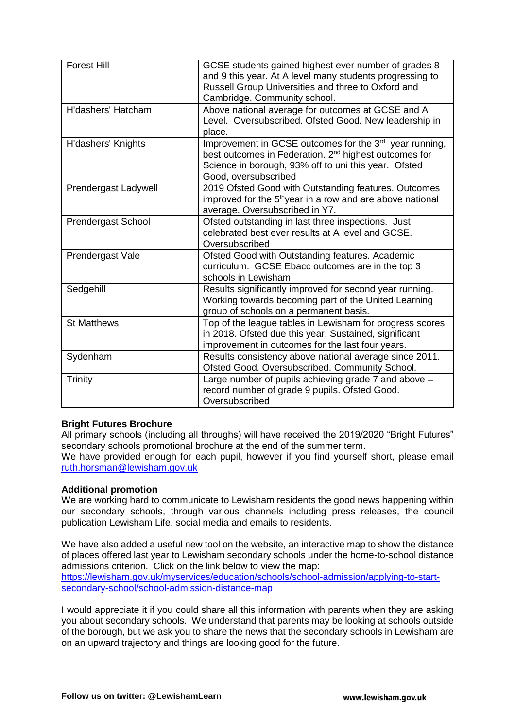| Forest Hill | GCSE students gained highest ever number of grades 8 and 9 this year. At A level many students progressing to Russell Group Universities and three to Oxford and Cambridge. Community school. |
|---|---|
| H'dashers' Hatcham | Above national average for outcomes at GCSE and A Level. Oversubscribed. Ofsted Good. New leadership in place. |
| H'dashers' Knights | Improvement in GCSE outcomes for the 3rd year running, best outcomes in Federation. 2nd highest outcomes for Science in borough, 93% off to uni this year. Ofsted Good, oversubscribed |
| Prendergast Ladywell | 2019 Ofsted Good with Outstanding features. Outcomes improved for the 5th year in a row and are above national average. Oversubscribed in Y7. |
| Prendergast School | Ofsted outstanding in last three inspections. Just celebrated best ever results at A level and GCSE. Oversubscribed |
| Prendergast Vale | Ofsted Good with Outstanding features. Academic curriculum. GCSE Ebacc outcomes are in the top 3 schools in Lewisham. |
| Sedgehill | Results significantly improved for second year running. Working towards becoming part of the United Learning group of schools on a permanent basis. |
| St Matthews | Top of the league tables in Lewisham for progress scores in 2018. Ofsted due this year. Sustained, significant improvement in outcomes for the last four years. |
| Sydenham | Results consistency above national average since 2011. Ofsted Good. Oversubscribed. Community School. |
| Trinity | Large number of pupils achieving grade 7 and above – record number of grade 9 pupils. Ofsted Good. Oversubscribed |

**Bright Futures Brochure**

All primary schools (including all throughs) will have received the 2019/2020 "Bright Futures" secondary schools promotional brochure at the end of the summer term.

We have provided enough for each pupil, however if you find yourself short, please email ruth.horsman@lewisham.gov.uk

**Additional promotion**

We are working hard to communicate to Lewisham residents the good news happening within our secondary schools, through various channels including press releases, the council publication Lewisham Life, social media and emails to residents.

We have also added a useful new tool on the website, an interactive map to show the distance of places offered last year to Lewisham secondary schools under the home-to-school distance admissions criterion. Click on the link below to view the map:
https://lewisham.gov.uk/myservices/education/schools/school-admission/applying-to-start-secondary-school/school-admission-distance-map

I would appreciate it if you could share all this information with parents when they are asking you about secondary schools. We understand that parents may be looking at schools outside of the borough, but we ask you to share the news that the secondary schools in Lewisham are on an upward trajectory and things are looking good for the future.

**Follow us on twitter: @LewishamLearn** www.lewisham.gov.uk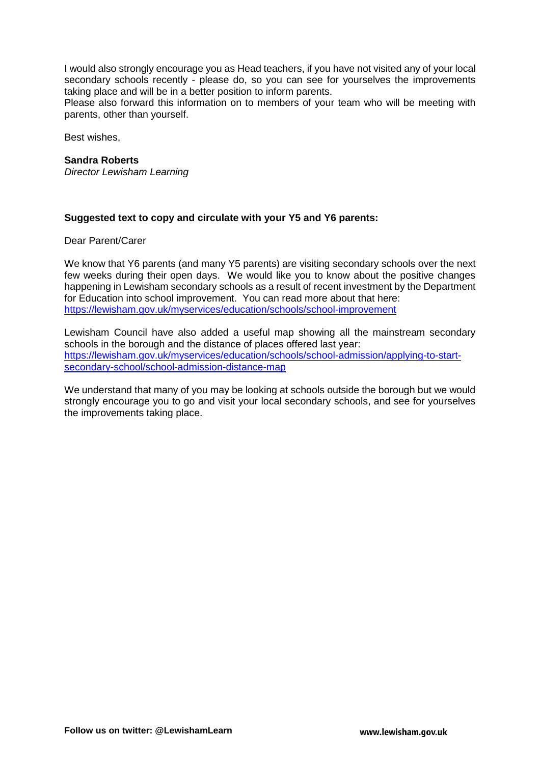I would also strongly encourage you as Head teachers, if you have not visited any of your local secondary schools recently - please do, so you can see for yourselves the improvements taking place and will be in a better position to inform parents.
Please also forward this information on to members of your team who will be meeting with parents, other than yourself.

Best wishes,

**Sandra Roberts**
*Director Lewisham Learning*

**Suggested text to copy and circulate with your Y5 and Y6 parents:**

Dear Parent/Carer

We know that Y6 parents (and many Y5 parents) are visiting secondary schools over the next few weeks during their open days. We would like you to know about the positive changes happening in Lewisham secondary schools as a result of recent investment by the Department for Education into school improvement. You can read more about that here:
https://lewisham.gov.uk/myservices/education/schools/school-improvement

Lewisham Council have also added a useful map showing all the mainstream secondary schools in the borough and the distance of places offered last year:
https://lewisham.gov.uk/myservices/education/schools/school-admission/applying-to-start-secondary-school/school-admission-distance-map

We understand that many of you may be looking at schools outside the borough but we would strongly encourage you to go and visit your local secondary schools, and see for yourselves the improvements taking place.